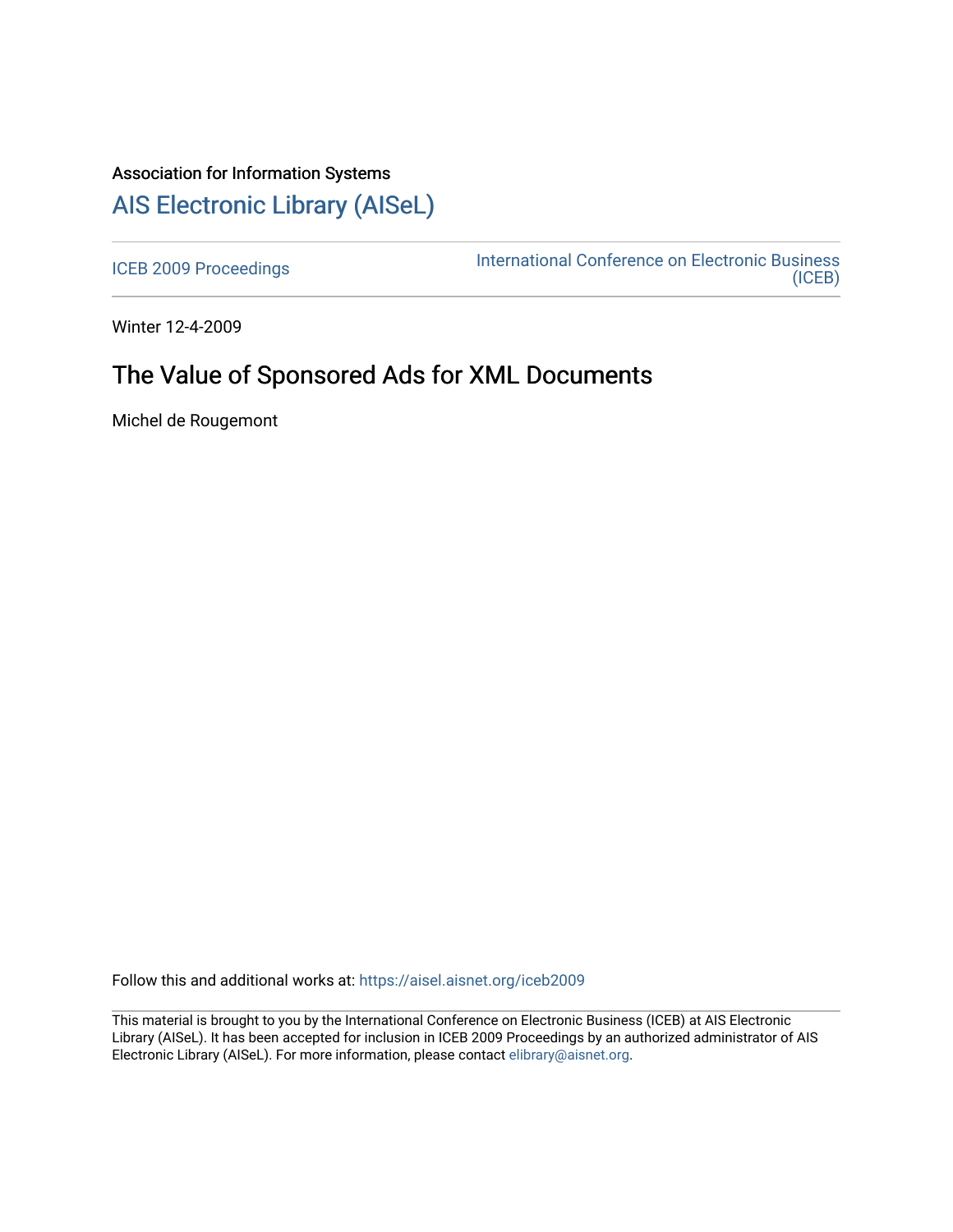Association for Information Systems

# AIS Electronic Library (AISeL)

ICEB 2009 Proceedings

International Conference on Electronic Business (ICEB)

Winter 12-4-2009

## The Value of Sponsored Ads for XML Documents

Michel de Rougemont

Follow this and additional works at: https://aisel.aisnet.org/iceb2009

This material is brought to you by the International Conference on Electronic Business (ICEB) at AIS Electronic Library (AISeL). It has been accepted for inclusion in ICEB 2009 Proceedings by an authorized administrator of AIS Electronic Library (AISeL). For more information, please contact elibrary@aisnet.org.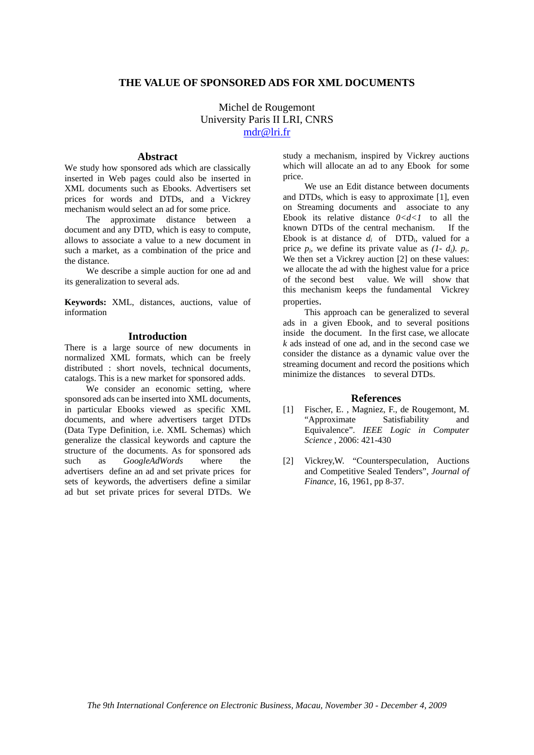# THE VALUE OF SPONSORED ADS FOR XML DOCUMENTS

Michel de Rougemont
University Paris II LRI, CNRS
mdr@lri.fr

## Abstract

We study how sponsored ads which are classically inserted in Web pages could also be inserted in XML documents such as Ebooks. Advertisers set prices for words and DTDs, and a Vickrey mechanism would select an ad for some price.

The approximate distance between a document and any DTD, which is easy to compute, allows to associate a value to a new document in such a market, as a combination of the price and the distance.

We describe a simple auction for one ad and its generalization to several ads.

**Keywords:** XML, distances, auctions, value of information

## Introduction

There is a large source of new documents in normalized XML formats, which can be freely distributed : short novels, technical documents, catalogs. This is a new market for sponsored adds.

We consider an economic setting, where sponsored ads can be inserted into XML documents, in particular Ebooks viewed as specific XML documents, and where advertisers target DTDs (Data Type Definition, i.e. XML Schemas) which generalize the classical keywords and capture the structure of the documents. As for sponsored ads such as *GoogleAdWords* where the advertisers define an ad and set private prices for sets of keywords, the advertisers define a similar ad but set private prices for several DTDs. We study a mechanism, inspired by Vickrey auctions which will allocate an ad to any Ebook for some price.

We use an Edit distance between documents and DTDs, which is easy to approximate [1], even on Streaming documents and associate to any Ebook its relative distance $0<d<1$ to all the known DTDs of the central mechanism. If the Ebook is at distance $d_i$ of $DTD_i$, valued for a price $p_i$, we define its private value as $(1- d_i). p_i$. We then set a Vickrey auction [2] on these values: we allocate the ad with the highest value for a price of the second best value. We will show that this mechanism keeps the fundamental Vickrey properties.

This approach can be generalized to several ads in a given Ebook, and to several positions inside the document. In the first case, we allocate $k$ ads instead of one ad, and in the second case we consider the distance as a dynamic value over the streaming document and record the positions which minimize the distances to several DTDs.

## References

[1] Fischer, E. , Magniez, F., de Rougemont, M. "Approximate Satisfiability and Equivalence". *IEEE Logic in Computer Science* , 2006: 421-430

[2] Vickrey,W. "Counterspeculation, Auctions and Competitive Sealed Tenders", *Journal of Finance*, 16, 1961, pp 8-37.